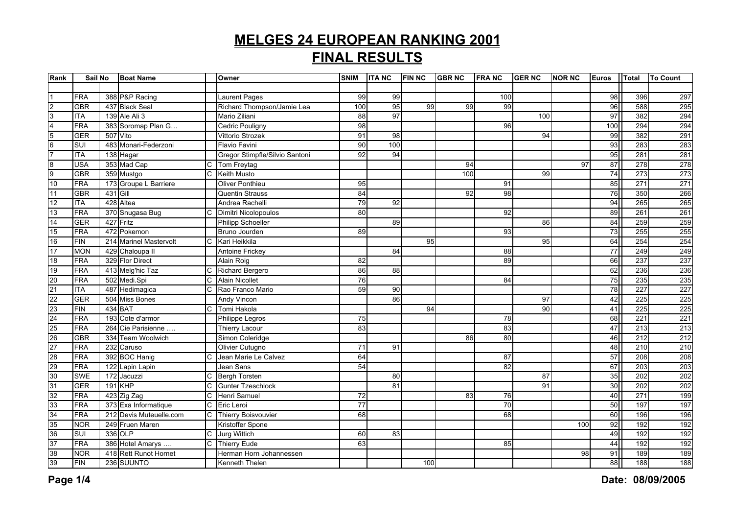# MELGES 24 EUROPEAN RANKING 2001

## FINAL RESULTS

| Rank | Sail No | | Boat Name | | Owner | SNIM | ITA NC | FIN NC | GBR NC | FRA NC | GER NC | NOR NC | Euros | Total | To Count |
|---|---|---|---|---|---|---|---|---|---|---|---|---|---|---|---|
| 1 | FRA | 388 | P&P Racing | | Laurent Pages | 99 | 99 | | | 100 | | | 98 | 396 | 297 |
| 2 | GBR | 437 | Black Seal | | Richard Thompson/Jamie Lea | 100 | 95 | 99 | 99 | 99 | | | 96 | 588 | 295 |
| 3 | ITA | 139 | Ale Ali 3 | | Mario Ziliani | 88 | 97 | | | | 100 | | 97 | 382 | 294 |
| 4 | FRA | 383 | Soromap Plan G… | | Cedric Pouligny | 98 | | | | 96 | | | 100 | 294 | 294 |
| 5 | GER | 507 | Vito | | Vittorio Strozek | 91 | 98 | | | | 94 | | 99 | 382 | 291 |
| 6 | SUI | 483 | Monari-Federzoni | | Flavio Favini | 90 | 100 | | | | | | 93 | 283 | 283 |
| 7 | ITA | 138 | Hagar | | Gregor Stimpfle/Silvio Santoni | 92 | 94 | | | | | | 95 | 281 | 281 |
| 8 | USA | 353 | Mad Cap | C | Tom Freytag | | | | 94 | | | 97 | 87 | 278 | 278 |
| 9 | GBR | 359 | Mustgo | C | Keith Musto | | | | 100 | | 99 | | 74 | 273 | 273 |
| 10 | FRA | 173 | Groupe L Barriere | | Oliver Ponthieu | 95 | | | | 91 | | | 85 | 271 | 271 |
| 11 | GBR | 431 | Gill | | Quentin Strauss | 84 | | | 92 | 98 | | | 76 | 350 | 266 |
| 12 | ITA | 428 | Altea | | Andrea Rachelli | 79 | 92 | | | | | | 94 | 265 | 265 |
| 13 | FRA | 370 | Snugasa Bug | C | Dimitri Nicolopoulos | 80 | | | | 92 | | | 89 | 261 | 261 |
| 14 | GER | 427 | Fritz | | Philipp Schoeller | | 89 | | | | 86 | | 84 | 259 | 259 |
| 15 | FRA | 472 | Pokemon | | Bruno Jourden | 89 | | | | 93 | | | 73 | 255 | 255 |
| 16 | FIN | 214 | Marinel Mastervolt | C | Kari Heikkila | | | 95 | | | 95 | | 64 | 254 | 254 |
| 17 | MON | 429 | Chaloupa II | | Antoine Frickey | | 84 | | | 88 | | | 77 | 249 | 249 |
| 18 | FRA | 329 | Flor Direct | | Alain Roig | 82 | | | | 89 | | | 66 | 237 | 237 |
| 19 | FRA | 413 | Melg'hic Taz | C | Richard Bergero | 86 | 88 | | | | | | 62 | 236 | 236 |
| 20 | FRA | 502 | Medi.Spi | C | Alain Nicollet | 76 | | | | 84 | | | 75 | 235 | 235 |
| 21 | ITA | 487 | Hedimagica | C | Rao Franco Mario | 59 | 90 | | | | | | 78 | 227 | 227 |
| 22 | GER | 504 | Miss Bones | | Andy Vincon | | 86 | | | | 97 | | 42 | 225 | 225 |
| 23 | FIN | 434 | BAT | C | Tomi Hakola | | | 94 | | | 90 | | 41 | 225 | 225 |
| 24 | FRA | 193 | Cote d'armor | | Philippe Legros | 75 | | | | 78 | | | 68 | 221 | 221 |
| 25 | FRA | 264 | Cie Parisienne …. | | Thierry Lacour | 83 | | | | 83 | | | 47 | 213 | 213 |
| 26 | GBR | 334 | Team Woolwich | | Simon Coleridge | | | | 86 | 80 | | | 46 | 212 | 212 |
| 27 | FRA | 232 | Caruso | | Olivier Cutugno | 71 | 91 | | | | | | 48 | 210 | 210 |
| 28 | FRA | 392 | BOC Hanig | C | Jean Marie Le Calvez | 64 | | | | 87 | | | 57 | 208 | 208 |
| 29 | FRA | 122 | Lapin Lapin | | Jean Sans | 54 | | | | 82 | | | 67 | 203 | 203 |
| 30 | SWE | 172 | Jacuzzi | C | Bergh Torsten | | 80 | | | | 87 | | 35 | 202 | 202 |
| 31 | GER | 191 | KHP | C | Gunter Tzeschlock | | 81 | | | | 91 | | 30 | 202 | 202 |
| 32 | FRA | 423 | Zig Zag | C | Henri Samuel | 72 | | | 83 | 76 | | | 40 | 271 | 199 |
| 33 | FRA | 373 | Exa Informatique | C | Eric Leroi | 77 | | | | 70 | | | 50 | 197 | 197 |
| 34 | FRA | 212 | Devis Muteuelle.com | C | Thierry Boisvouvier | 68 | | | | 68 | | | 60 | 196 | 196 |
| 35 | NOR | 249 | Fruen Maren | | Kristoffer Spone | | | | | | | 100 | 92 | 192 | 192 |
| 36 | SUI | 336 | OLP | C | Jurg Wittich | 60 | 83 | | | | | | 49 | 192 | 192 |
| 37 | FRA | 386 | Hotel Amarys …. | C | Thierry Eude | 63 | | | | 85 | | | 44 | 192 | 192 |
| 38 | NOR | 418 | Rett Runot Hornet | | Herman Horn Johannessen | | | | | | | 98 | 91 | 189 | 189 |
| 39 | FIN | 236 | SUUNTO | | Kenneth Thelen | | | 100 | | | | | 88 | 188 | 188 |

Date: 08/09/2005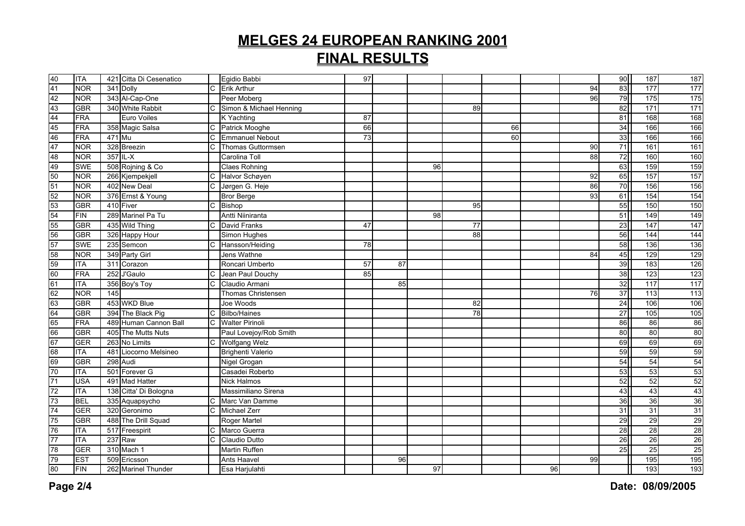# MELGES 24 EUROPEAN RANKING 2001

## FINAL RESULTS

| | | | | | | | | | | | | | | | |
|---|---|---|---|---|---|---|---|---|---|---|---|---|---|---|---|
| 40 | ITA | 421 | Citta Di Cesenatico | | Egidio Babbi | 97 | | | | | | | 90 | 187 | 187 |
| 41 | NOR | 341 | Dolly | C | Erik Arthur | | | | | | | 94 | 83 | 177 | 177 |
| 42 | NOR | 343 | Al-Cap-One | | Peer Moberg | | | | | | | 96 | 79 | 175 | 175 |
| 43 | GBR | 340 | White Rabbit | C | Simon & Michael Henning | | | | 89 | | | | 82 | 171 | 171 |
| 44 | FRA | | Euro Voiles | | K Yachting | 87 | | | | | | | 81 | 168 | 168 |
| 45 | FRA | 358 | Magic Salsa | C | Patrick Mooghe | 66 | | | | 66 | | | 34 | 166 | 166 |
| 46 | FRA | 471 | Mu | C | Emmanuel Nebout | 73 | | | | 60 | | | 33 | 166 | 166 |
| 47 | NOR | 328 | Breezin | C | Thomas Guttormsen | | | | | | | 90 | 71 | 161 | 161 |
| 48 | NOR | 357 | IL-X | | Carolina Toll | | | | | | | 88 | 72 | 160 | 160 |
| 49 | SWE | 508 | Rojning & Co | | Claes Rohning | | | 96 | | | | | 63 | 159 | 159 |
| 50 | NOR | 266 | Kjempekjell | C | Halvor Schøyen | | | | | | | 92 | 65 | 157 | 157 |
| 51 | NOR | 402 | New Deal | C | Jørgen G. Heje | | | | | | | 86 | 70 | 156 | 156 |
| 52 | NOR | 376 | Ernst & Young | | Bror Berge | | | | | | | 93 | 61 | 154 | 154 |
| 53 | GBR | 410 | Fiver | C | Bishop | | | | 95 | | | | 55 | 150 | 150 |
| 54 | FIN | 289 | Marinel Pa Tu | | Antti Niiniranta | | | 98 | | | | | 51 | 149 | 149 |
| 55 | GBR | 435 | Wild Thing | C | David Franks | 47 | | | 77 | | | | 23 | 147 | 147 |
| 56 | GBR | 326 | Happy Hour | | Simon Hughes | | | | 88 | | | | 56 | 144 | 144 |
| 57 | SWE | 235 | Semcon | C | Hansson/Heiding | 78 | | | | | | | 58 | 136 | 136 |
| 58 | NOR | 349 | Party Girl | | Jens Wathne | | | | | | | 84 | 45 | 129 | 129 |
| 59 | ITA | 311 | Corazon | | Roncari Umberto | 57 | 87 | | | | | | 39 | 183 | 126 |
| 60 | FRA | 252 | J'Gaulo | C | Jean Paul Douchy | 85 | | | | | | | 38 | 123 | 123 |
| 61 | ITA | 356 | Boy's Toy | C | Claudio Armani | | 85 | | | | | | 32 | 117 | 117 |
| 62 | NOR | 145 | | | Thomas Christensen | | | | | | | 76 | 37 | 113 | 113 |
| 63 | GBR | 453 | WKD Blue | | Joe Woods | | | | 82 | | | | 24 | 106 | 106 |
| 64 | GBR | 394 | The Black Pig | C | Bilbo/Haines | | | | 78 | | | | 27 | 105 | 105 |
| 65 | FRA | 489 | Human Cannon Ball | C | Walter Pirinoli | | | | | | | | 86 | 86 | 86 |
| 66 | GBR | 405 | The Mutts Nuts | | Paul Lovejoy/Rob Smith | | | | | | | | 80 | 80 | 80 |
| 67 | GER | 263 | No Limits | C | Wolfgang Welz | | | | | | | | 69 | 69 | 69 |
| 68 | ITA | 481 | Liocorno Melsineo | | Brighenti Valerio | | | | | | | | 59 | 59 | 59 |
| 69 | GBR | 298 | Audi | | Nigel Grogan | | | | | | | | 54 | 54 | 54 |
| 70 | ITA | 501 | Forever G | | Casadei Roberto | | | | | | | | 53 | 53 | 53 |
| 71 | USA | 491 | Mad Hatter | | Nick Halmos | | | | | | | | 52 | 52 | 52 |
| 72 | ITA | 138 | Citta' Di Bologna | | Massimiliano Sirena | | | | | | | | 43 | 43 | 43 |
| 73 | BEL | 335 | Aquapsycho | C | Marc Van Damme | | | | | | | | 36 | 36 | 36 |
| 74 | GER | 320 | Geronimo | C | Michael Zerr | | | | | | | | 31 | 31 | 31 |
| 75 | GBR | 488 | The Drill Squad | | Roger Martel | | | | | | | | 29 | 29 | 29 |
| 76 | ITA | 517 | Freespirit | C | Marco Guerra | | | | | | | | 28 | 28 | 28 |
| 77 | ITA | 237 | Raw | C | Claudio Dutto | | | | | | | | 26 | 26 | 26 |
| 78 | GER | 310 | Mach 1 | | Martin Ruffen | | | | | | | | 25 | 25 | 25 |
| 79 | EST | 509 | Ericsson | | Ants Haavel | | 96 | | | | | 99 | | 195 | 195 |
| 80 | FIN | 262 | Marinel Thunder | | Esa Harjulahti | | | 97 | | | 96 | | | 193 | 193 |

Date: 08/09/2005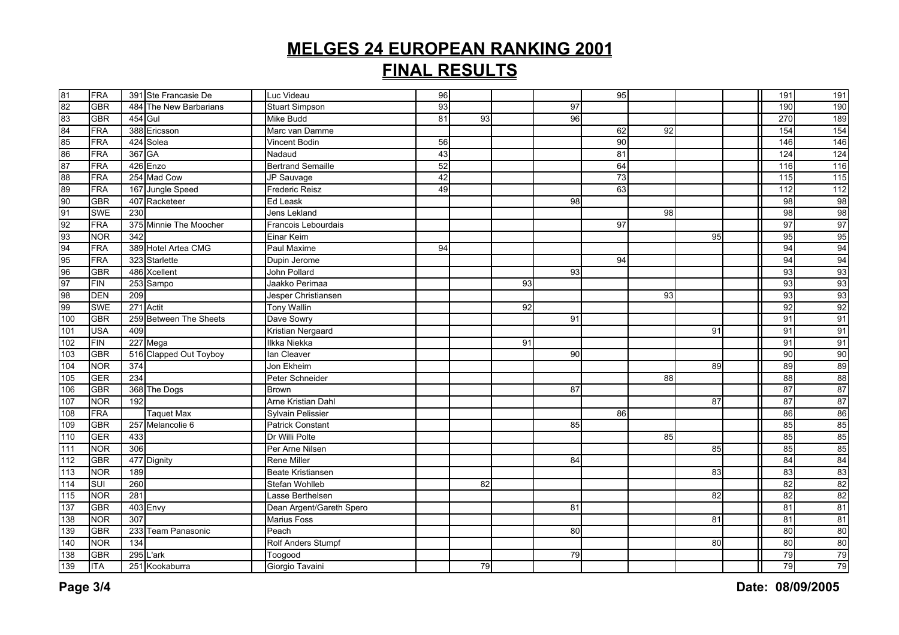# MELGES 24 EUROPEAN RANKING 2001

## FINAL RESULTS

| | | | | | | | | | | | | | | |
|---|---|---|---|---|---|---|---|---|---|---|---|---|---|---|
| 81 | FRA | 391 | Ste Francasie De | Luc Videau | 96 | | | | 95 | | | | 191 | 191 |
| 82 | GBR | 484 | The New Barbarians | Stuart Simpson | 93 | | | 97 | | | | | 190 | 190 |
| 83 | GBR | 454 | Gul | Mike Budd | 81 | 93 | | 96 | | | | | 270 | 189 |
| 84 | FRA | 388 | Ericsson | Marc van Damme | | | | | 62 | 92 | | | 154 | 154 |
| 85 | FRA | 424 | Solea | Vincent Bodin | 56 | | | | 90 | | | | 146 | 146 |
| 86 | FRA | 367 | GA | Nadaud | 43 | | | | 81 | | | | 124 | 124 |
| 87 | FRA | 426 | Enzo | Bertrand Semaille | 52 | | | | 64 | | | | 116 | 116 |
| 88 | FRA | 254 | Mad Cow | JP Sauvage | 42 | | | | 73 | | | | 115 | 115 |
| 89 | FRA | 167 | Jungle Speed | Frederic Reisz | 49 | | | | 63 | | | | 112 | 112 |
| 90 | GBR | 407 | Racketeer | Ed Leask | | | | 98 | | | | | 98 | 98 |
| 91 | SWE | 230 | | Jens Lekland | | | | | | 98 | | | 98 | 98 |
| 92 | FRA | 375 | Minnie The Moocher | Francois Lebourdais | | | | | 97 | | | | 97 | 97 |
| 93 | NOR | 342 | | Einar Keim | | | | | | | 95 | | 95 | 95 |
| 94 | FRA | 389 | Hotel Artea CMG | Paul Maxime | 94 | | | | | | | | 94 | 94 |
| 95 | FRA | 323 | Starlette | Dupin Jerome | | | | | 94 | | | | 94 | 94 |
| 96 | GBR | 486 | Xcellent | John Pollard | | | | 93 | | | | | 93 | 93 |
| 97 | FIN | 253 | Sampo | Jaakko Perimaa | | | 93 | | | | | | 93 | 93 |
| 98 | DEN | 209 | | Jesper Christiansen | | | | | | 93 | | | 93 | 93 |
| 99 | SWE | 271 | Actit | Tony Wallin | | | 92 | | | | | | 92 | 92 |
| 100 | GBR | 259 | Between The Sheets | Dave Sowry | | | | 91 | | | | | 91 | 91 |
| 101 | USA | 409 | | Kristian Nergaard | | | | | | | 91 | | 91 | 91 |
| 102 | FIN | 227 | Mega | Ilkka Niekka | | | 91 | | | | | | 91 | 91 |
| 103 | GBR | 516 | Clapped Out Toyboy | Ian Cleaver | | | | 90 | | | | | 90 | 90 |
| 104 | NOR | 374 | | Jon Ekheim | | | | | | | 89 | | 89 | 89 |
| 105 | GER | 234 | | Peter Schneider | | | | | | 88 | | | 88 | 88 |
| 106 | GBR | 368 | The Dogs | Brown | | | | 87 | | | | | 87 | 87 |
| 107 | NOR | 192 | | Arne Kristian Dahl | | | | | | | 87 | | 87 | 87 |
| 108 | FRA | | Taquet Max | Sylvain Pelissier | | | | | 86 | | | | 86 | 86 |
| 109 | GBR | 257 | Melancolie 6 | Patrick Constant | | | | 85 | | | | | 85 | 85 |
| 110 | GER | 433 | | Dr Willi Polte | | | | | | 85 | | | 85 | 85 |
| 111 | NOR | 306 | | Per Arne Nilsen | | | | | | | 85 | | 85 | 85 |
| 112 | GBR | 477 | Dignity | Rene Miller | | | | 84 | | | | | 84 | 84 |
| 113 | NOR | 189 | | Beate Kristiansen | | | | | | | 83 | | 83 | 83 |
| 114 | SUI | 260 | | Stefan Wohlleb | | 82 | | | | | | | 82 | 82 |
| 115 | NOR | 281 | | Lasse Berthelsen | | | | | | | 82 | | 82 | 82 |
| 137 | GBR | 403 | Envy | Dean Argent/Gareth Spero | | | | 81 | | | | | 81 | 81 |
| 138 | NOR | 307 | | Marius Foss | | | | | | | 81 | | 81 | 81 |
| 139 | GBR | 233 | Team Panasonic | Peach | | | | 80 | | | | | 80 | 80 |
| 140 | NOR | 134 | | Rolf Anders Stumpf | | | | | | | 80 | | 80 | 80 |
| 138 | GBR | 295 | L'ark | Toogood | | | | 79 | | | | | 79 | 79 |
| 139 | ITA | 251 | Kookaburra | Giorgio Tavaini | | 79 | | | | | | | 79 | 79 |

Date: 08/09/2005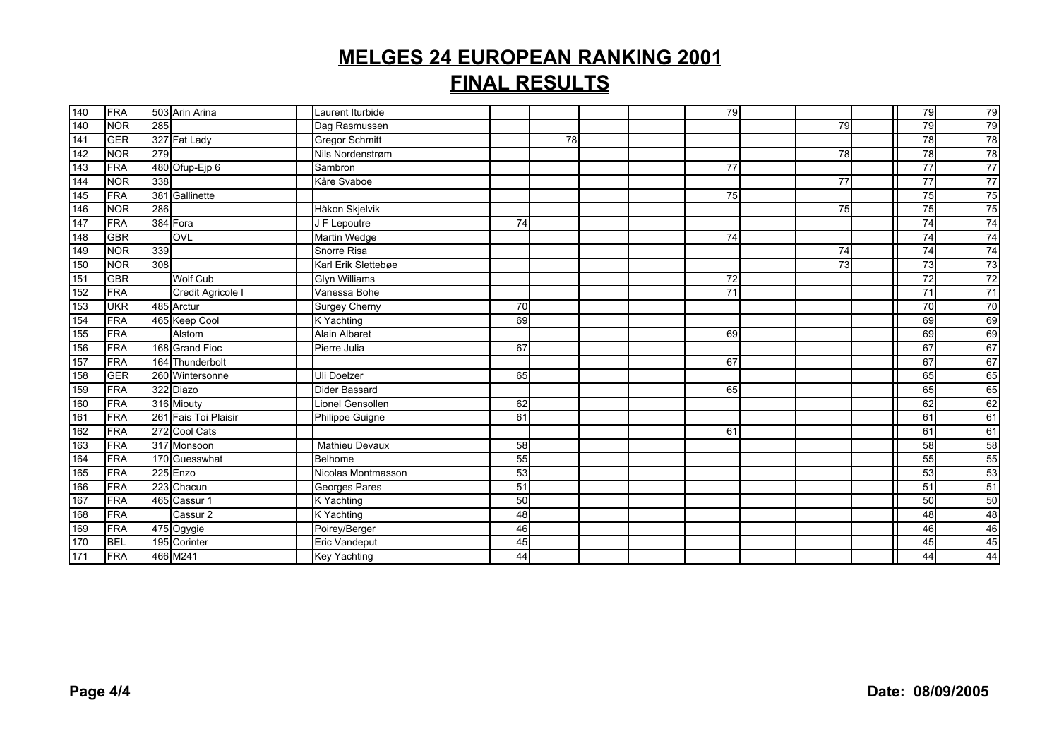# MELGES 24 EUROPEAN RANKING 2001

## FINAL RESULTS

| | | | | | | | | | | | | | | |
|---|---|---|---|---|---|---|---|---|---|---|---|---|---|---|
| 140 | FRA | 503 | Arin Arina | Laurent Iturbide | | | | | 79 | | | | 79 | 79 |
| 140 | NOR | 285 | | Dag Rasmussen | | | | | | | 79 | | 79 | 79 |
| 141 | GER | 327 | Fat Lady | Gregor Schmitt | | 78 | | | | | | | 78 | 78 |
| 142 | NOR | 279 | | Nils Nordenstrøm | | | | | | | 78 | | 78 | 78 |
| 143 | FRA | 480 | Ofup-Ejp 6 | Sambron | | | | | 77 | | | | 77 | 77 |
| 144 | NOR | 338 | | Kåre Svaboe | | | | | | | 77 | | 77 | 77 |
| 145 | FRA | 381 | Gallinette | | | | | | 75 | | | | 75 | 75 |
| 146 | NOR | 286 | | Håkon Skjelvik | | | | | | | 75 | | 75 | 75 |
| 147 | FRA | 384 | Fora | J F Lepoutre | 74 | | | | | | | | 74 | 74 |
| 148 | GBR | | OVL | Martin Wedge | | | | | 74 | | | | 74 | 74 |
| 149 | NOR | 339 | | Snorre Risa | | | | | | | 74 | | 74 | 74 |
| 150 | NOR | 308 | | Karl Erik Slettebøe | | | | | | | 73 | | 73 | 73 |
| 151 | GBR | | Wolf Cub | Glyn Williams | | | | | 72 | | | | 72 | 72 |
| 152 | FRA | | Credit Agricole I | Vanessa Bohe | | | | | 71 | | | | 71 | 71 |
| 153 | UKR | 485 | Arctur | Surgey Cherny | 70 | | | | | | | | 70 | 70 |
| 154 | FRA | 465 | Keep Cool | K Yachting | 69 | | | | | | | | 69 | 69 |
| 155 | FRA | | Alstom | Alain Albaret | | | | | 69 | | | | 69 | 69 |
| 156 | FRA | 168 | Grand Fioc | Pierre Julia | 67 | | | | | | | | 67 | 67 |
| 157 | FRA | 164 | Thunderbolt | | | | | | 67 | | | | 67 | 67 |
| 158 | GER | 260 | Wintersonne | Uli Doelzer | 65 | | | | | | | | 65 | 65 |
| 159 | FRA | 322 | Diazo | Dider Bassard | | | | | 65 | | | | 65 | 65 |
| 160 | FRA | 316 | Miouty | Lionel Gensollen | 62 | | | | | | | | 62 | 62 |
| 161 | FRA | 261 | Fais Toi Plaisir | Philippe Guigne | 61 | | | | | | | | 61 | 61 |
| 162 | FRA | 272 | Cool Cats | | | | | | 61 | | | | 61 | 61 |
| 163 | FRA | 317 | Monsoon | Mathieu Devaux | 58 | | | | | | | | 58 | 58 |
| 164 | FRA | 170 | Guesswhat | Belhome | 55 | | | | | | | | 55 | 55 |
| 165 | FRA | 225 | Enzo | Nicolas Montmasson | 53 | | | | | | | | 53 | 53 |
| 166 | FRA | 223 | Chacun | Georges Pares | 51 | | | | | | | | 51 | 51 |
| 167 | FRA | 465 | Cassur 1 | K Yachting | 50 | | | | | | | | 50 | 50 |
| 168 | FRA | | Cassur 2 | K Yachting | 48 | | | | | | | | 48 | 48 |
| 169 | FRA | 475 | Ogygie | Poirey/Berger | 46 | | | | | | | | 46 | 46 |
| 170 | BEL | 195 | Corinter | Eric Vandeput | 45 | | | | | | | | 45 | 45 |
| 171 | FRA | 466 | M241 | Key Yachting | 44 | | | | | | | | 44 | 44 |

**Date: 08/09/2005**